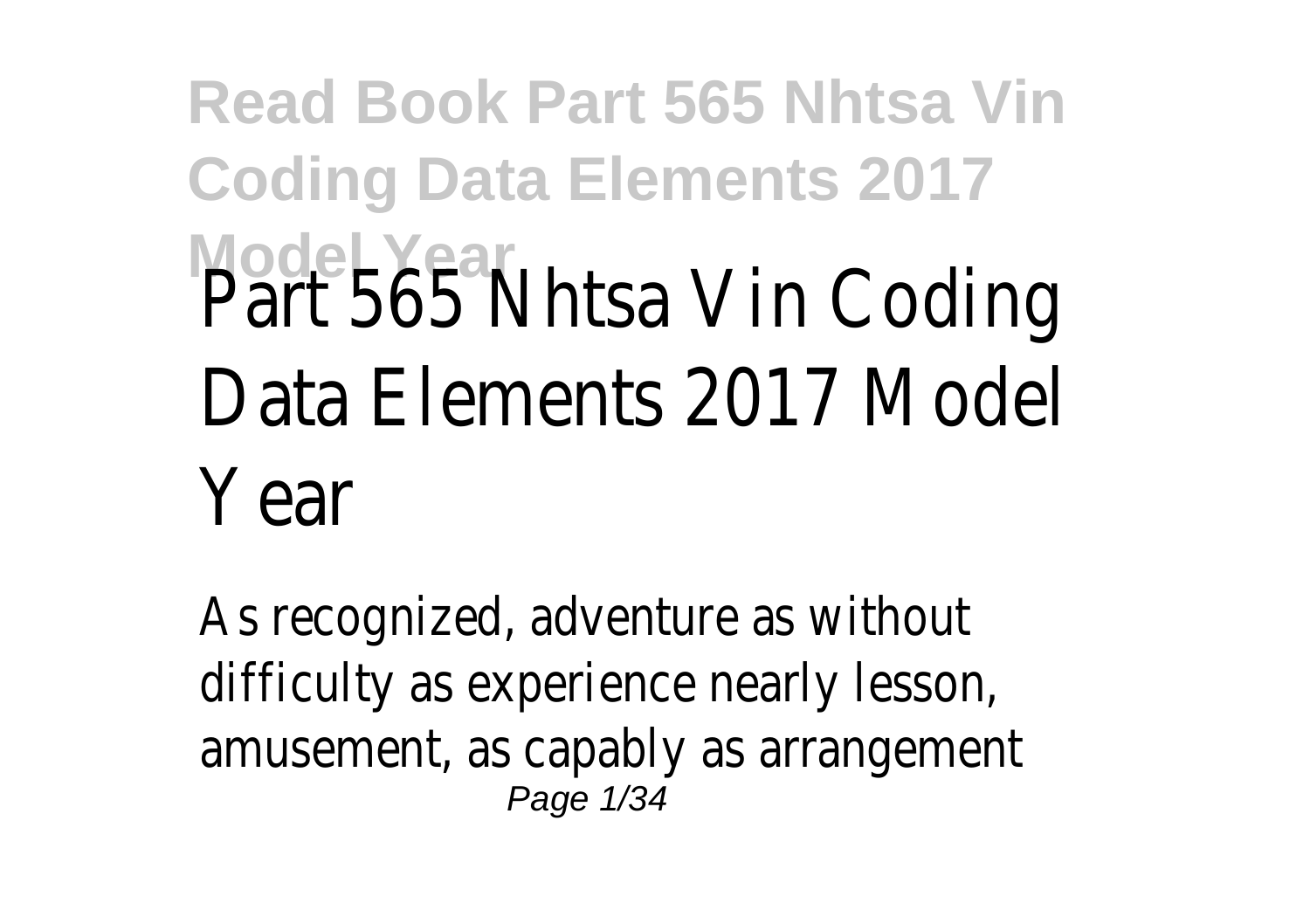# Part 565 Nhtsa Vin Coding Data Elements 2017 Model Year

As recognized, adventure as without difficulty as experience nearly lesson, amusement, as capably as arrangement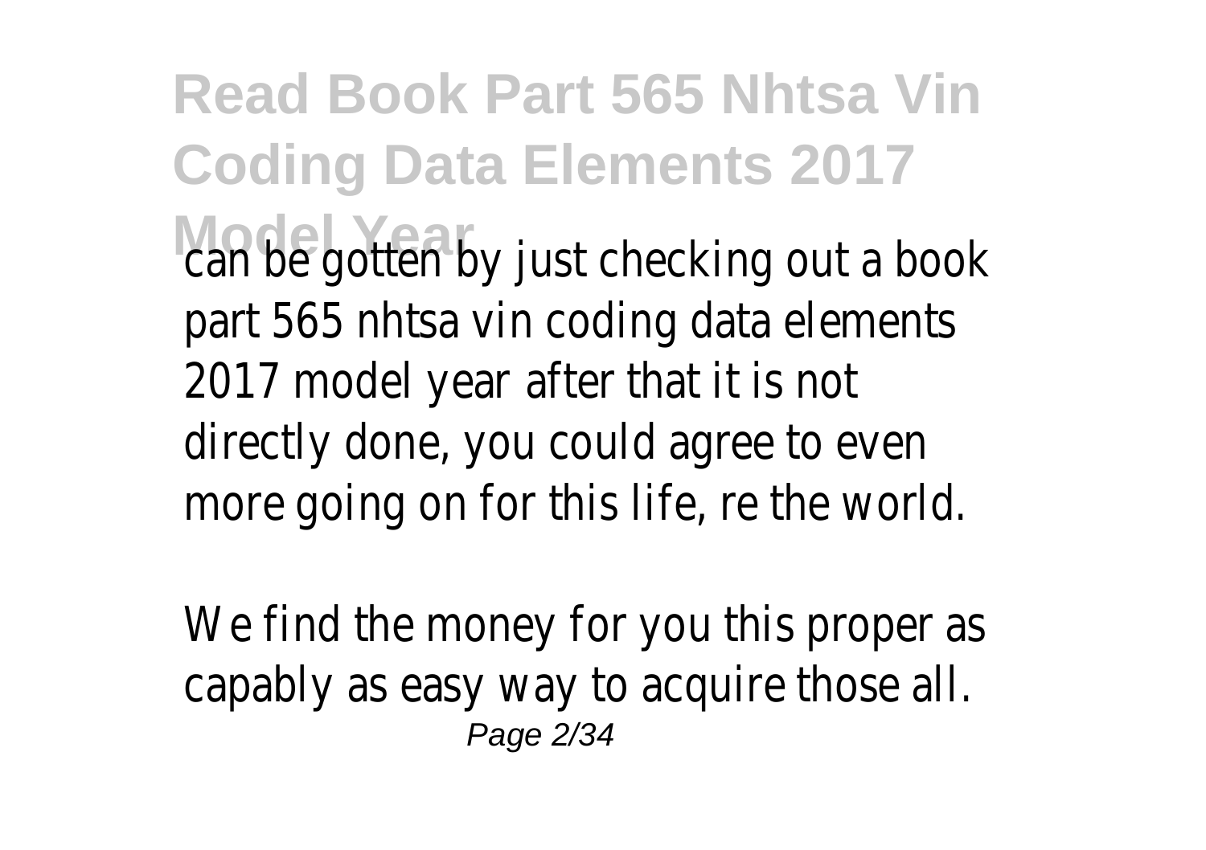can be gotten by just checking out a book part 565 nhtsa vin coding data elements 2017 model year after that it is not directly done, you could agree to even more going on for this life, re the world.

We find the money for you this proper as capably as easy way to acquire those all.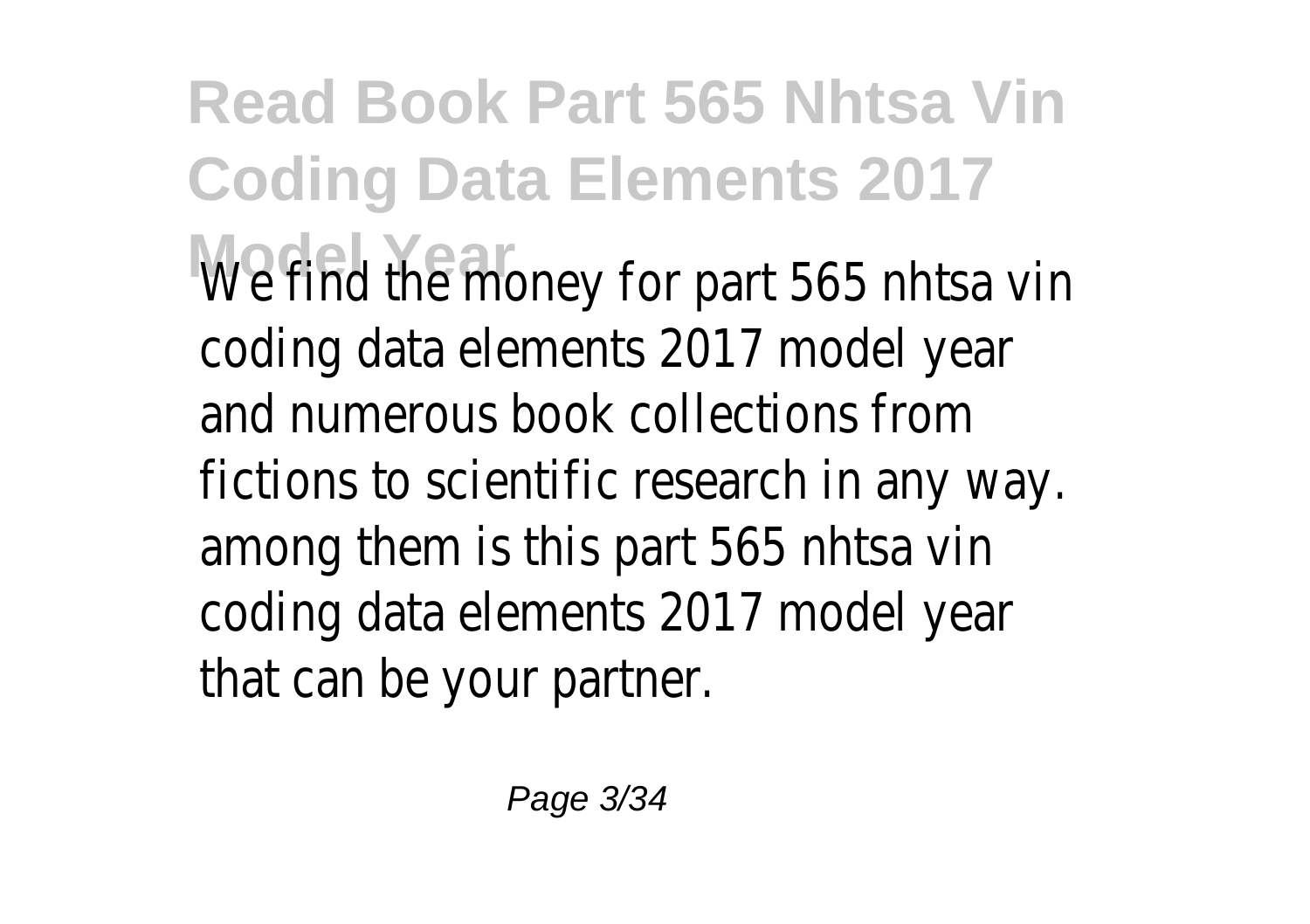We find the money for part 565 nhtsa vin coding data elements 2017 model year and numerous book collections from fictions to scientific research in any way. among them is this part 565 nhtsa vin coding data elements 2017 model year that can be your partner.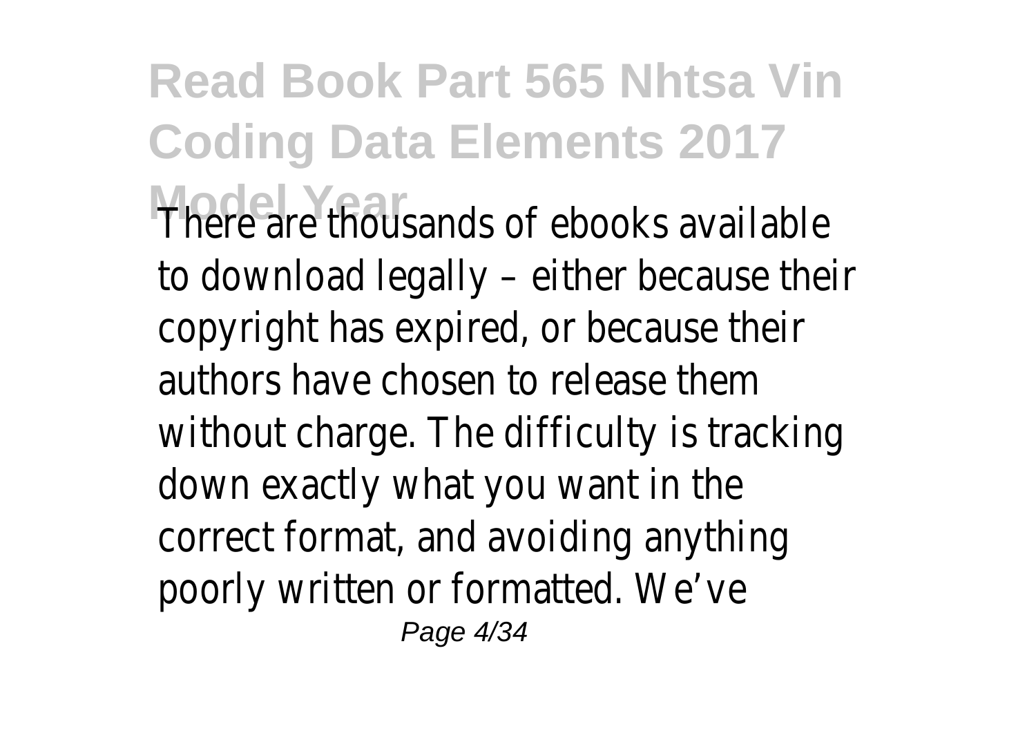There are thousands of ebooks available to download legally – either because their copyright has expired, or because their authors have chosen to release them without charge. The difficulty is tracking down exactly what you want in the correct format, and avoiding anything poorly written or formatted. We've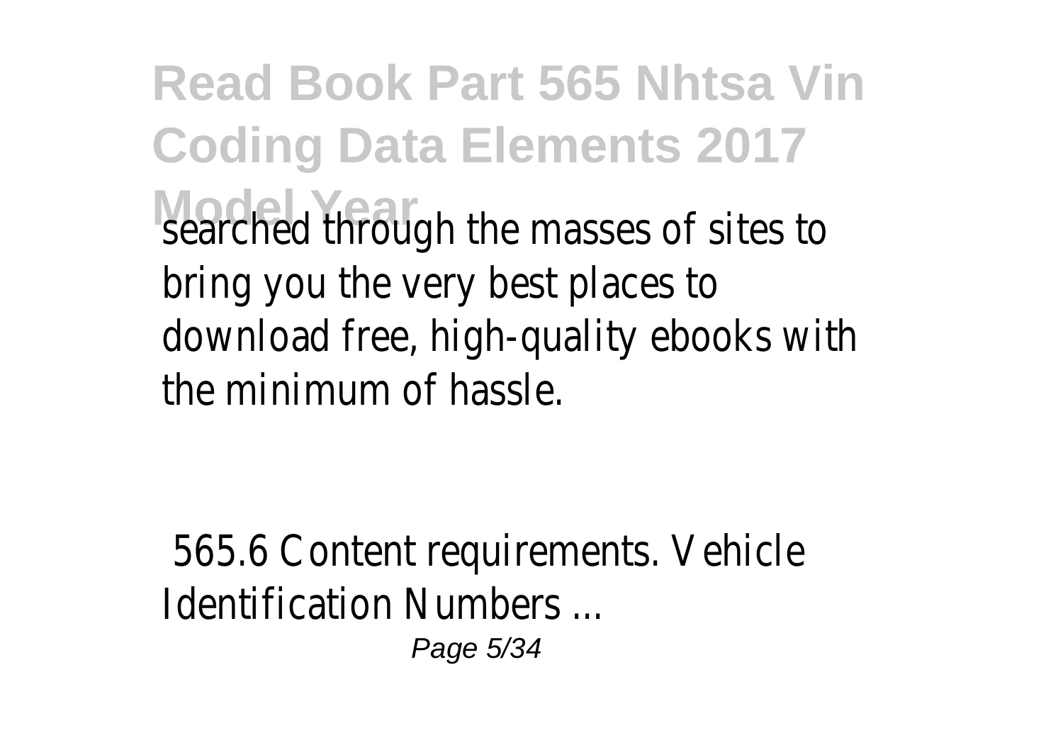searched through the masses of sites to bring you the very best places to download free, high-quality ebooks with the minimum of hassle.

565.6 Content requirements. Vehicle Identification Numbers ...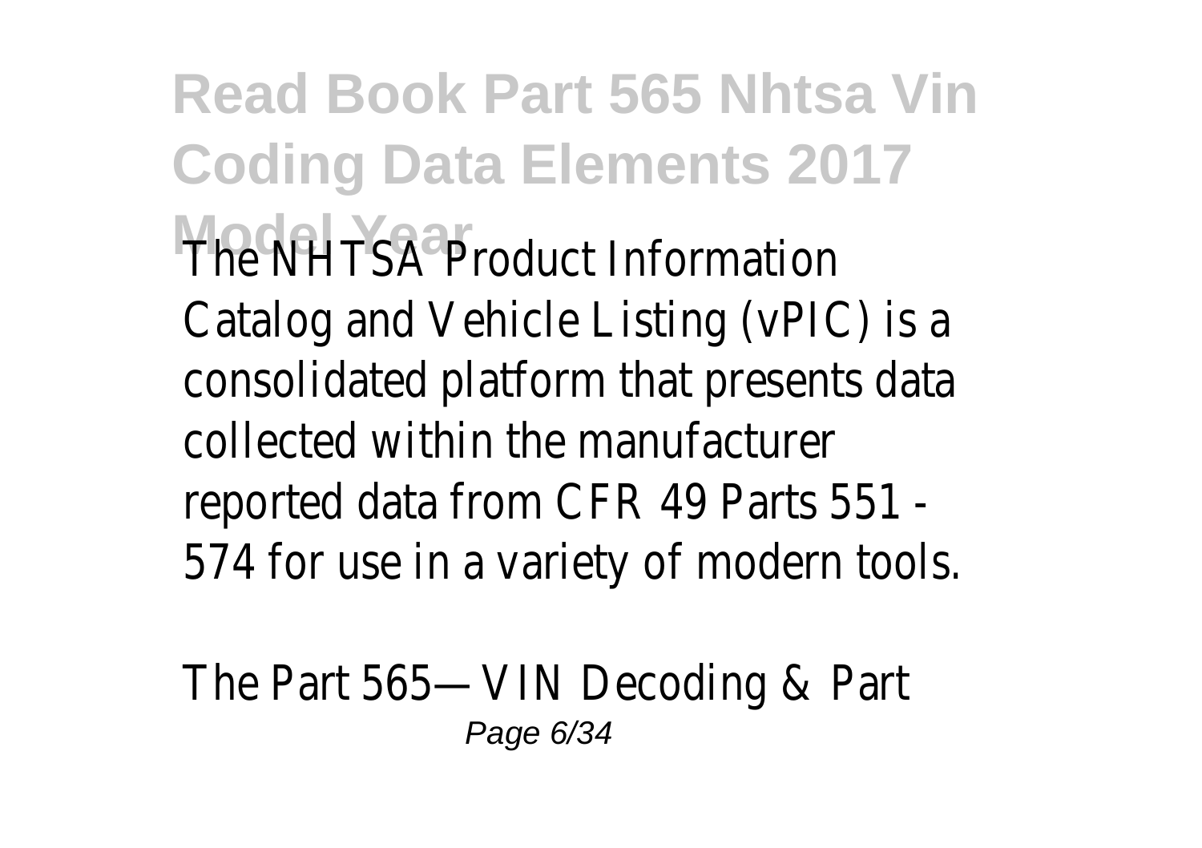The NHTSA Product Information Catalog and Vehicle Listing (vPIC) is a consolidated platform that presents data collected within the manufacturer reported data from CFR 49 Parts 551 - 574 for use in a variety of modern tools.

The Part 565—VIN Decoding & Part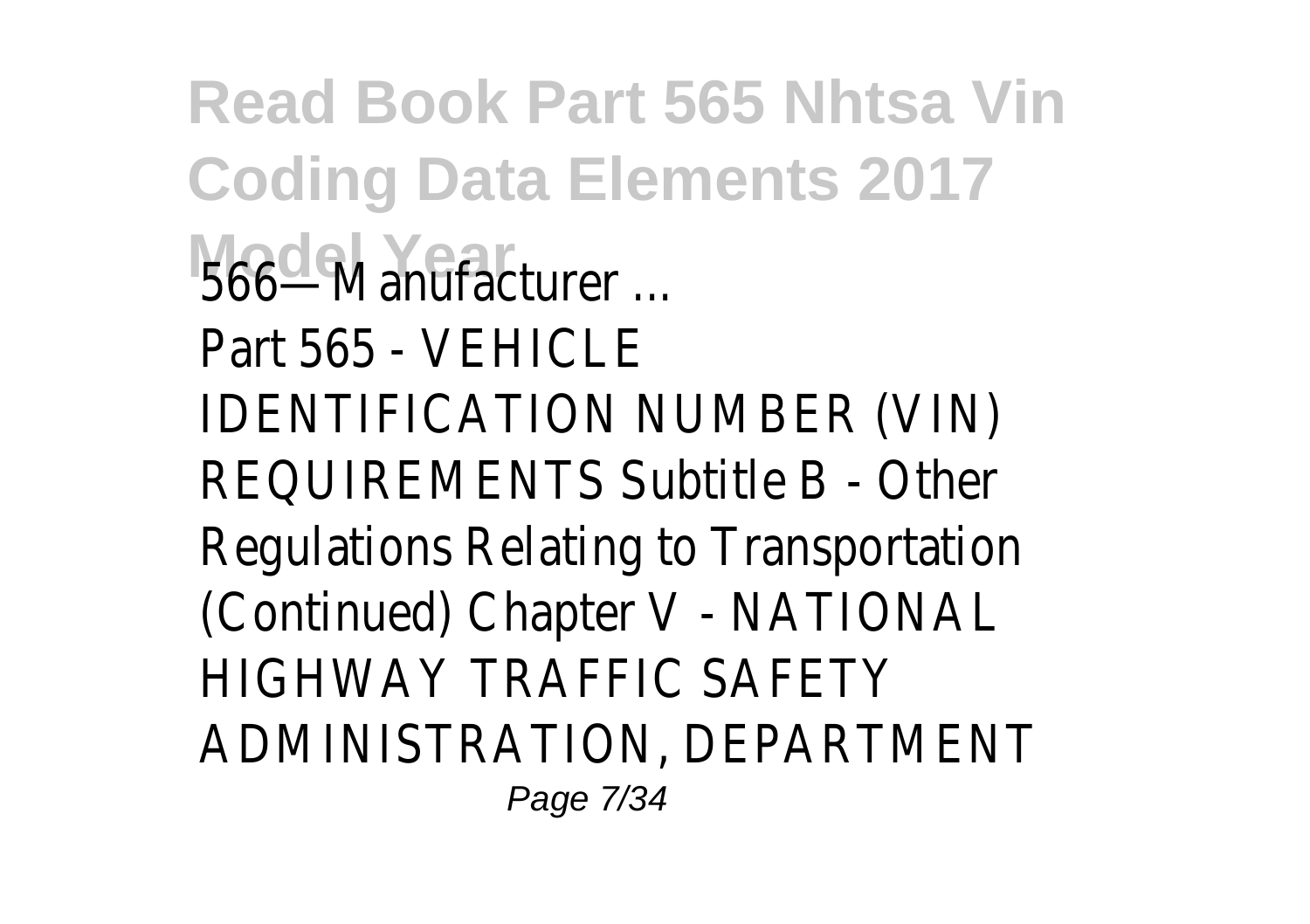566—Manufacturer ...

Part 565 - VEHICLE IDENTIFICATION NUMBER (VIN) REQUIREMENTS Subtitle B - Other Regulations Relating to Transportation (Continued) Chapter V - NATIONAL HIGHWAY TRAFFIC SAFETY ADMINISTRATION, DEPARTMENT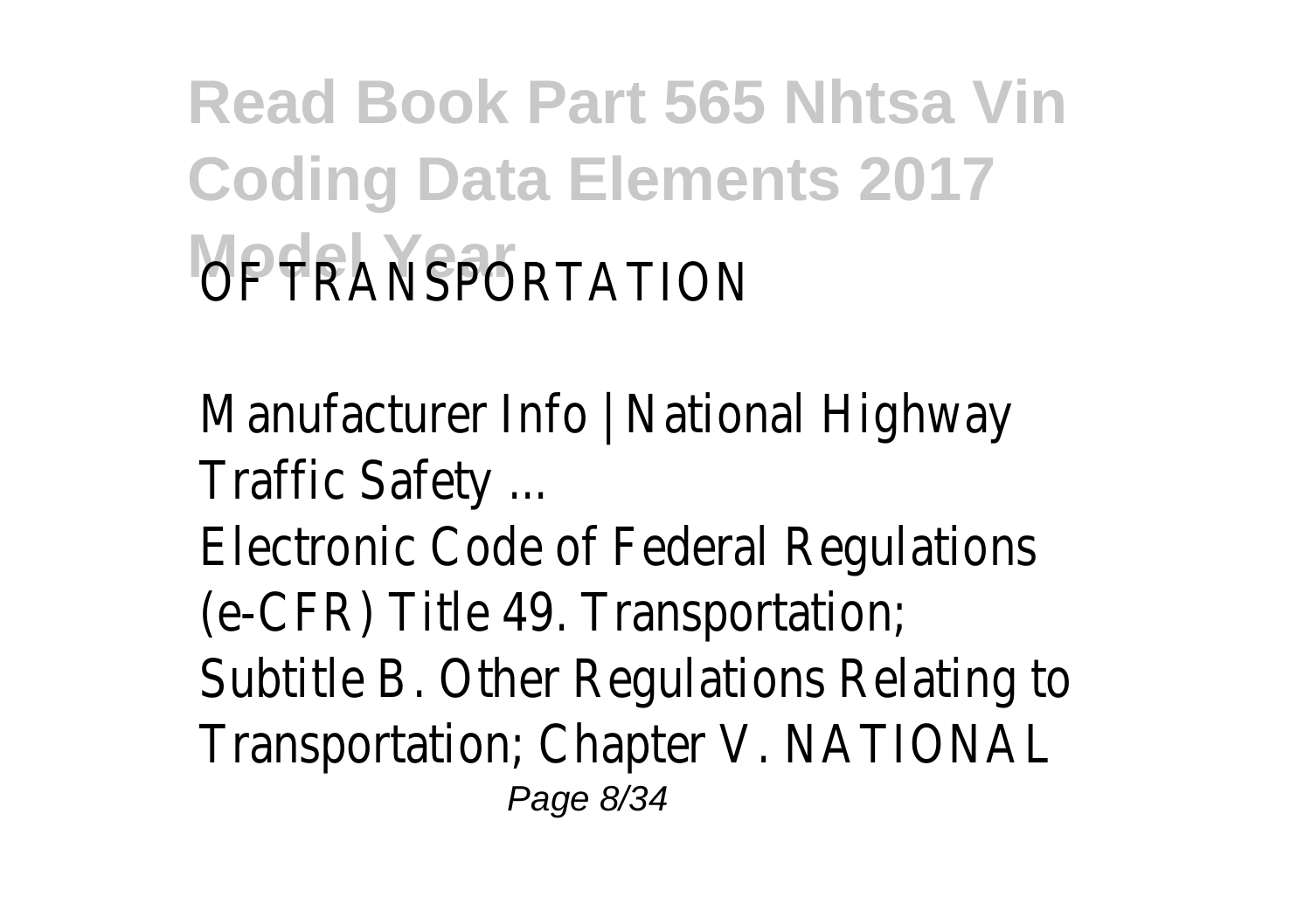OF TRANSPORTATION

Manufacturer Info | National Highway Traffic Safety ...

Electronic Code of Federal Regulations (e-CFR) Title 49. Transportation; Subtitle B. Other Regulations Relating to Transportation; Chapter V. NATIONAL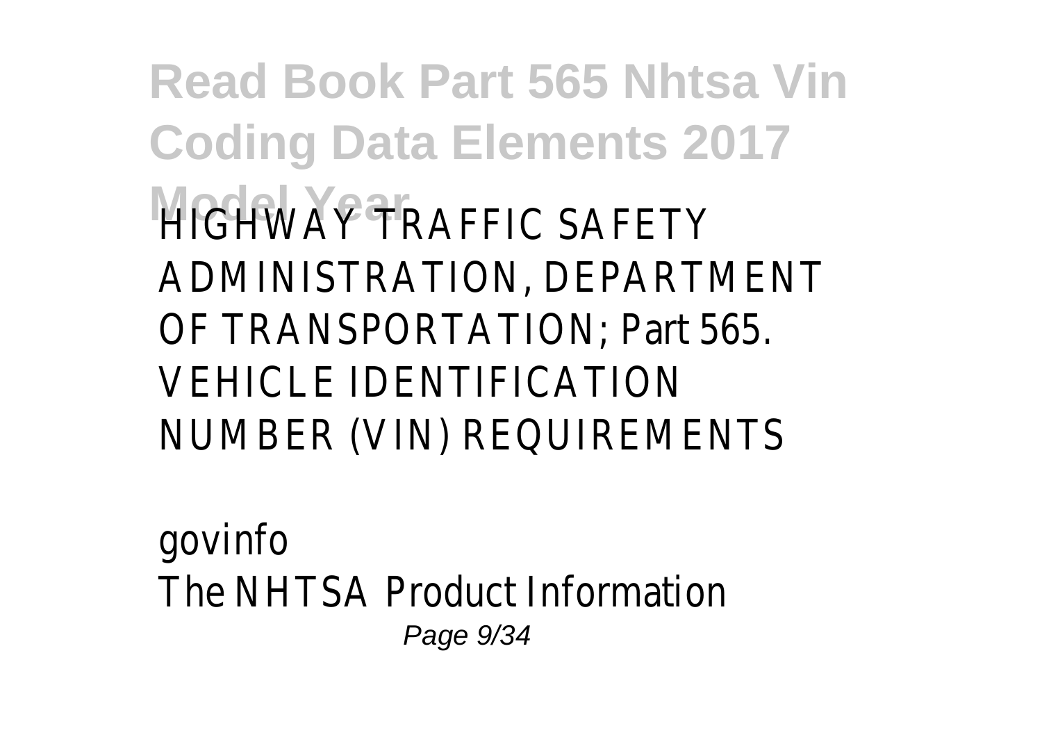HIGHWAY TRAFFIC SAFETY ADMINISTRATION, DEPARTMENT OF TRANSPORTATION; Part 565. VEHICLE IDENTIFICATION NUMBER (VIN) REQUIREMENTS

govinfo

The NHTSA Product Information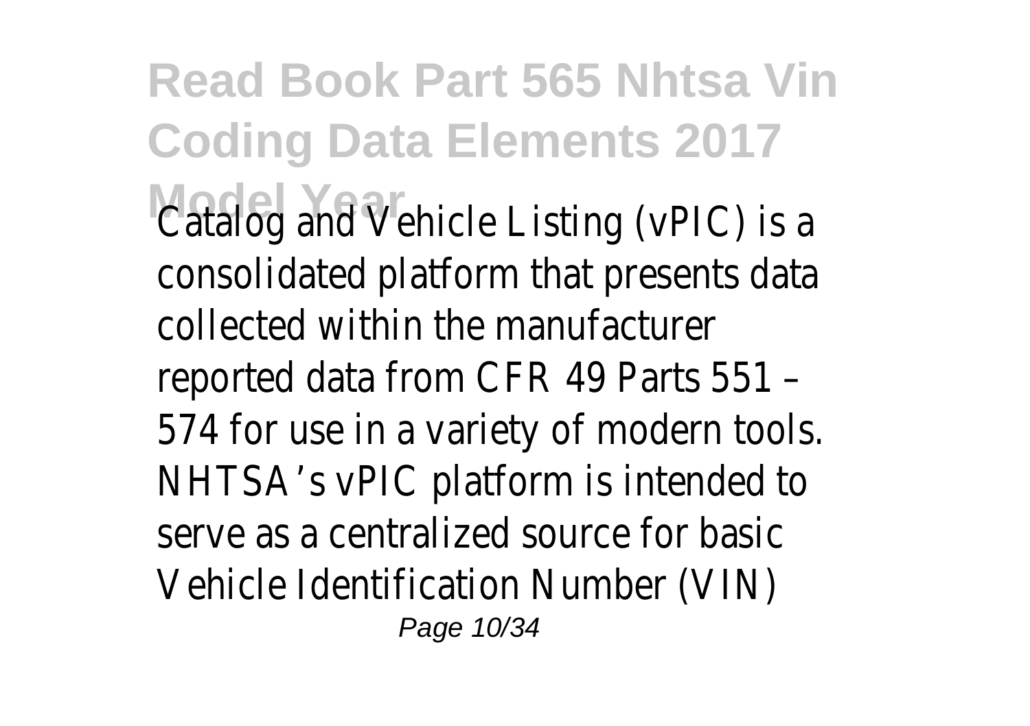Catalog and Vehicle Listing (vPIC) is a consolidated platform that presents data collected within the manufacturer reported data from CFR 49 Parts 551 – 574 for use in a variety of modern tools. NHTSA's vPIC platform is intended to serve as a centralized source for basic Vehicle Identification Number (VIN)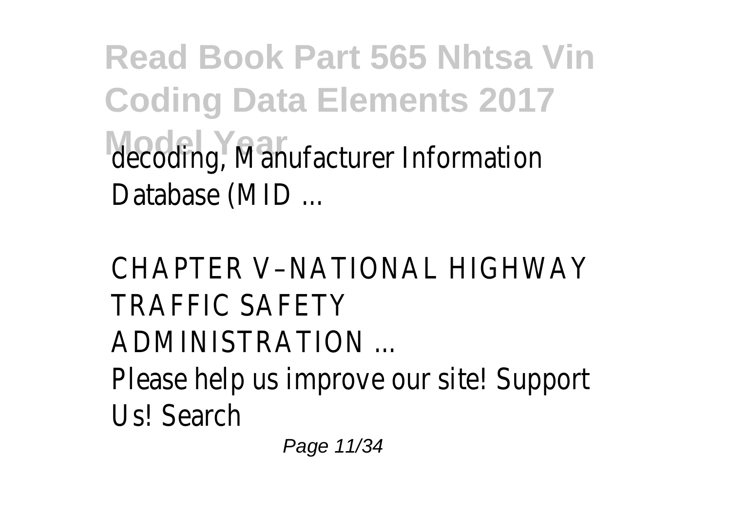decoding, Manufacturer Information Database (MID ...

CHAPTER V–NATIONAL HIGHWAY TRAFFIC SAFETY ADMINISTRATION ...

Please help us improve our site! Support Us! Search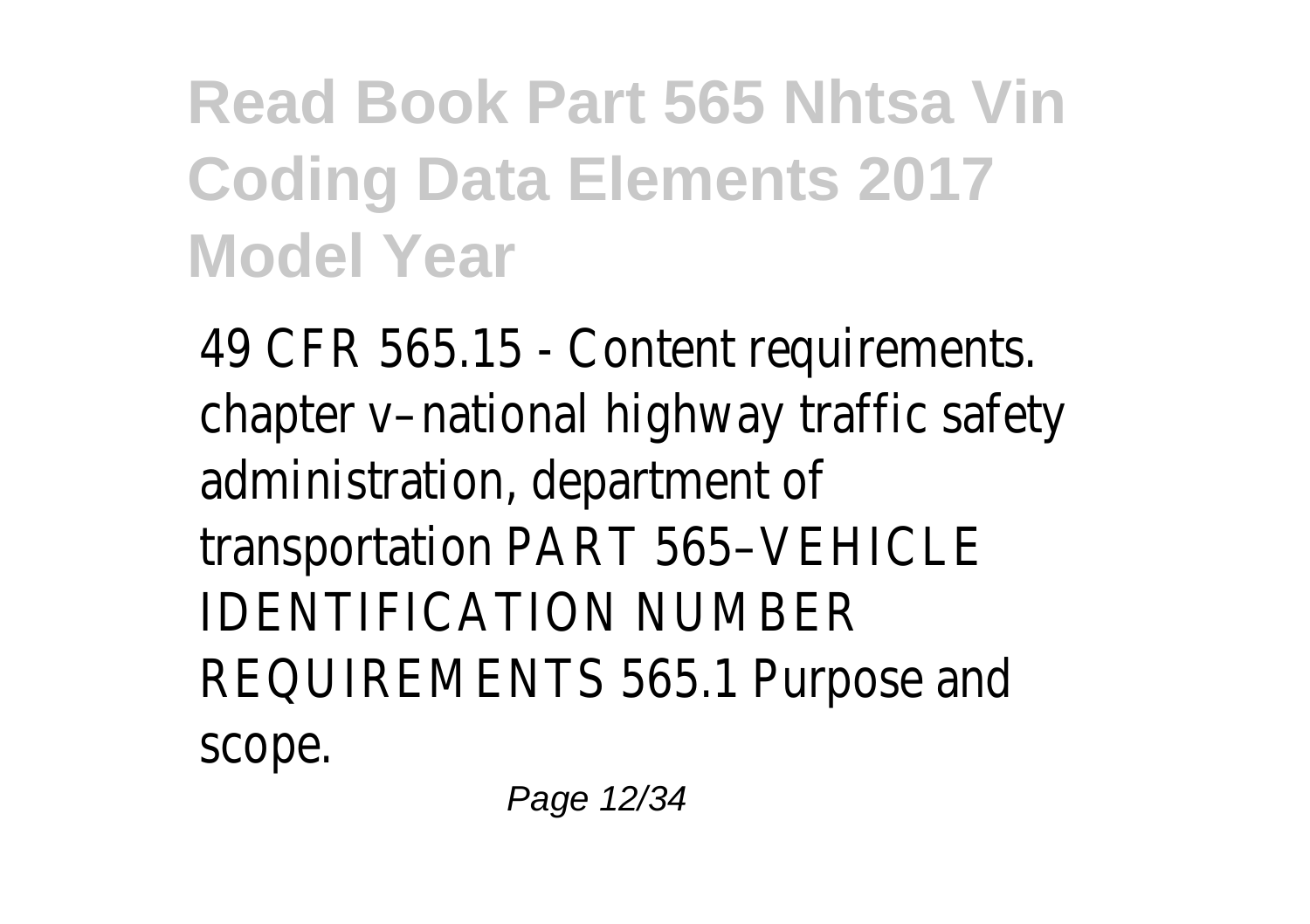49 CFR 565.15 - Content requirements. chapter v–national highway traffic safety administration, department of transportation PART 565–VEHICLE IDENTIFICATION NUMBER REQUIREMENTS 565.1 Purpose and scope.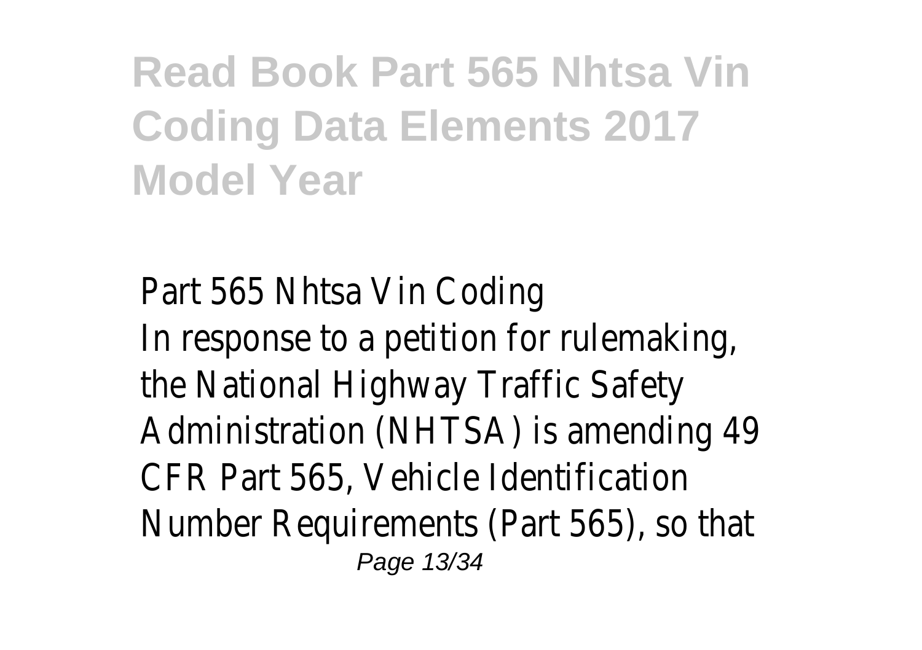# Read Book Part 565 Nhtsa Vin Coding Data Elements 2017 Model Year

Part 565 Nhtsa Vin Coding

In response to a petition for rulemaking, the National Highway Traffic Safety Administration (NHTSA) is amending 49 CFR Part 565, Vehicle Identification Number Requirements (Part 565), so that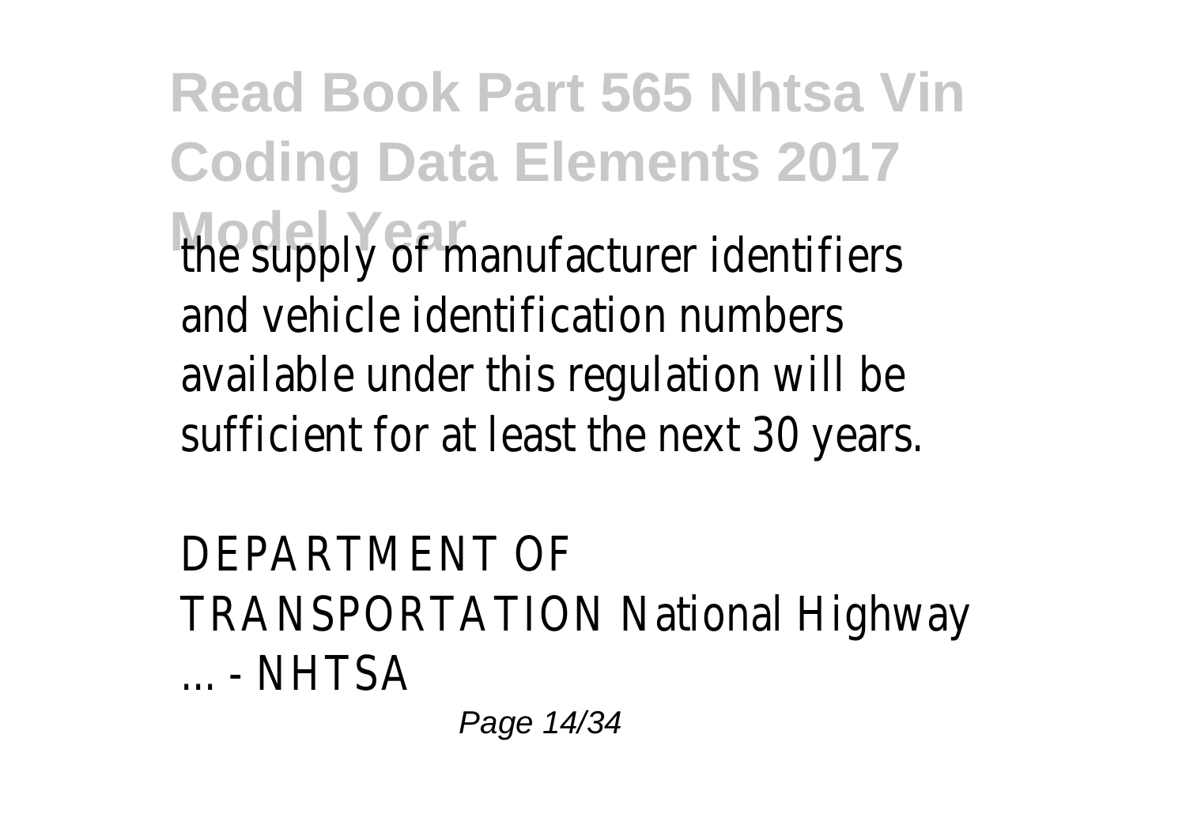the supply of manufacturer identifiers and vehicle identification numbers available under this regulation will be sufficient for at least the next 30 years.

DEPARTMENT OF TRANSPORTATION National Highway ... - NHTSA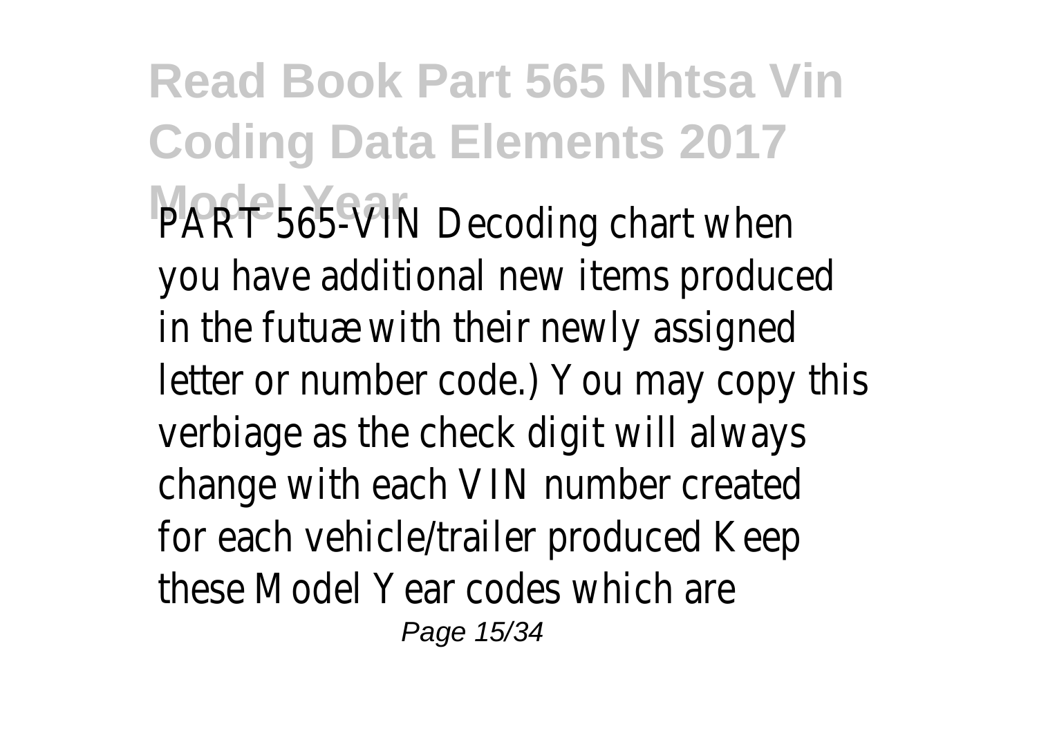PART 565-VIN Decoding chart when you have additional new items produced in the futuæ with their newly assigned letter or number code.) You may copy this verbiage as the check digit will always change with each VIN number created for each vehicle/trailer produced Keep these Model Year codes which are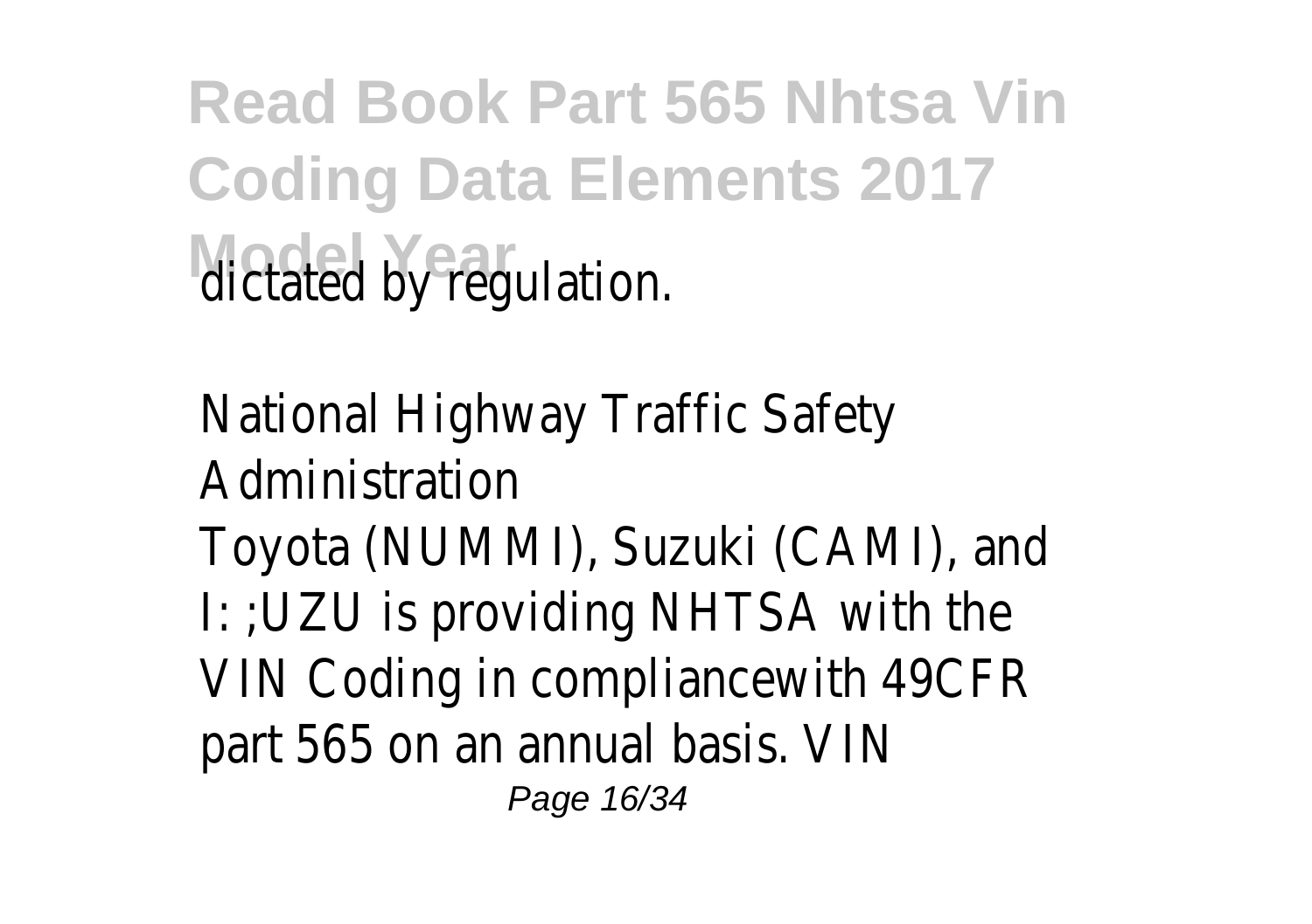dictated by regulation.

National Highway Traffic Safety Administration

Toyota (NUMMI), Suzuki (CAMI), and I: ;UZU is providing NHTSA with the VIN Coding in compliancewith 49CFR part 565 on an annual basis. VIN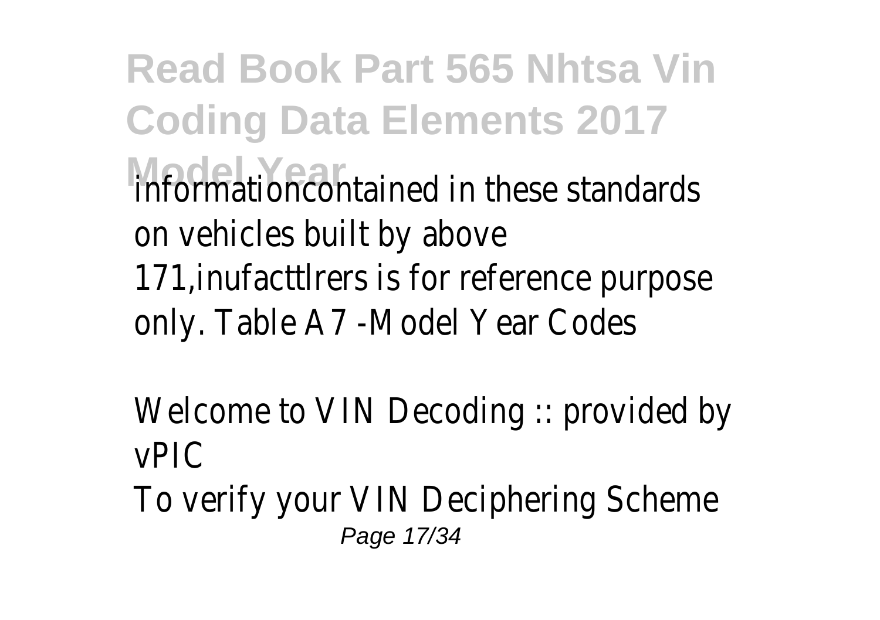informationcontained in these standards on vehicles built by above 171,inufacttlrers is for reference purpose only. Table A7 -Model Year Codes

Welcome to VIN Decoding :: provided by vPIC

To verify your VIN Deciphering Scheme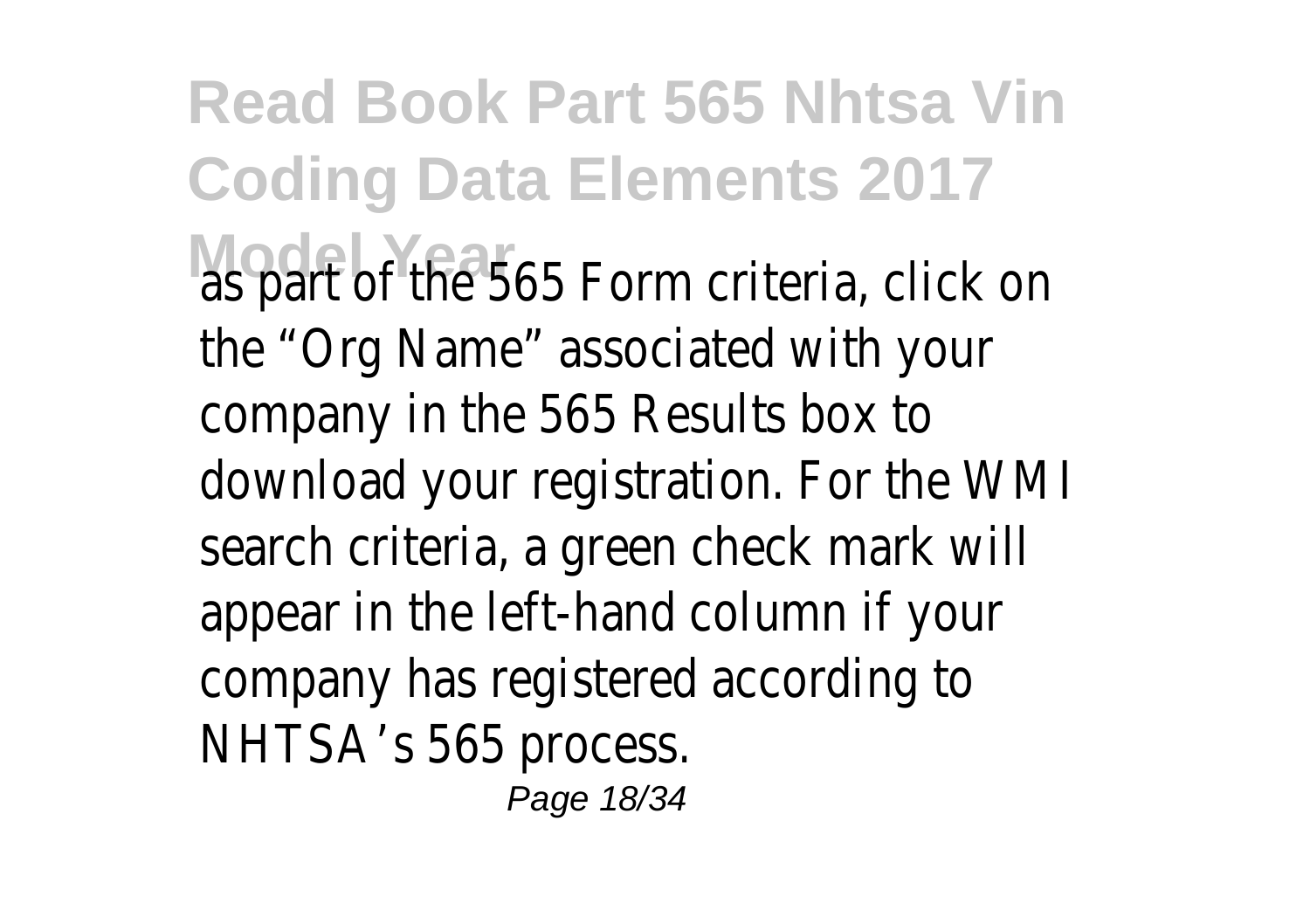as part of the 565 Form criteria, click on the “Org Name” associated with your company in the 565 Results box to download your registration. For the WMI search criteria, a green check mark will appear in the left-hand column if your company has registered according to NHTSA’s 565 process.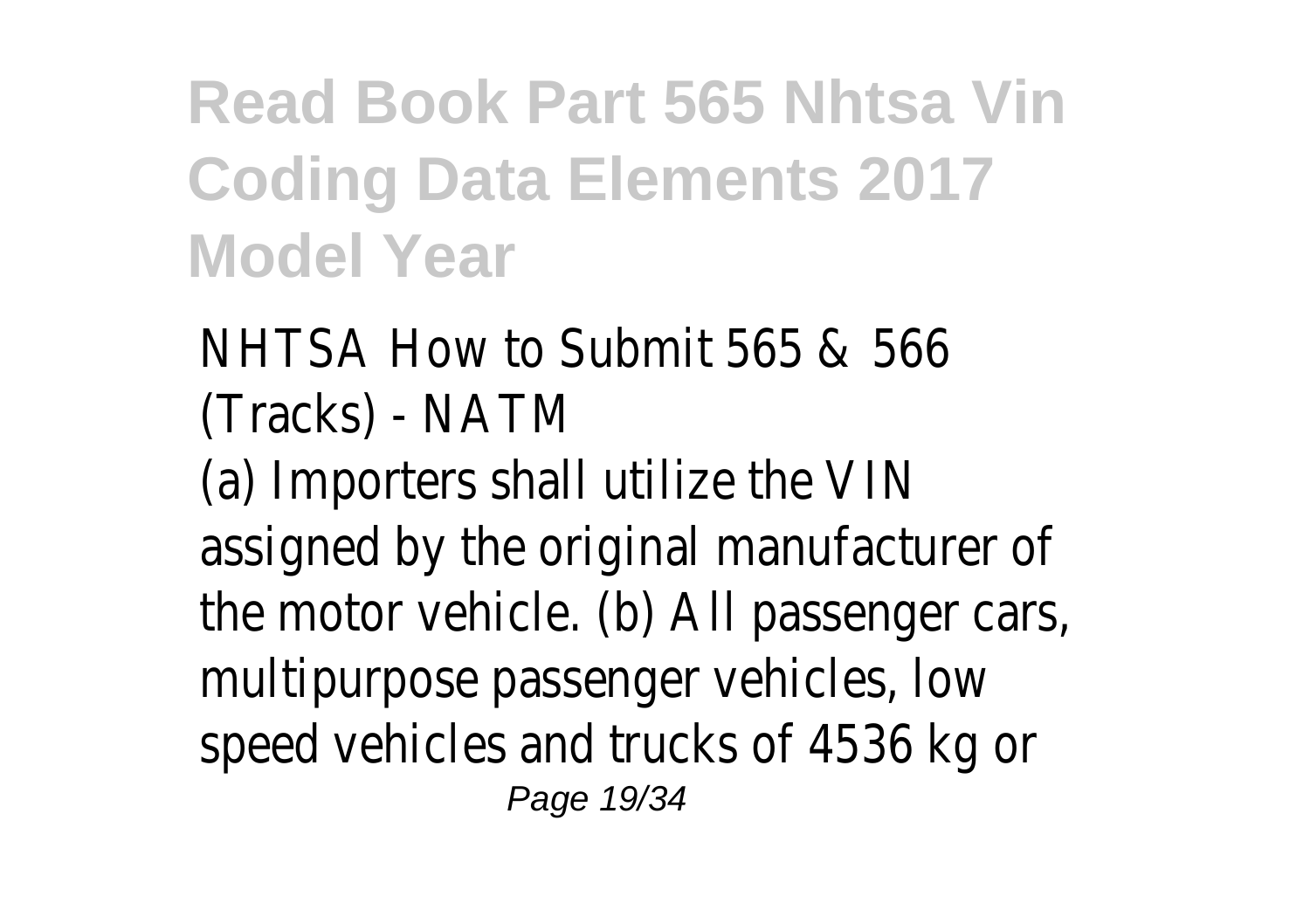**Read Book Part 565 Nhtsa Vin Coding Data Elements 2017 Model Year**

NHTSA How to Submit 565 & 566 (Tracks) - NATM

(a) Importers shall utilize the VIN assigned by the original manufacturer of the motor vehicle. (b) All passenger cars, multipurpose passenger vehicles, low speed vehicles and trucks of 4536 kg or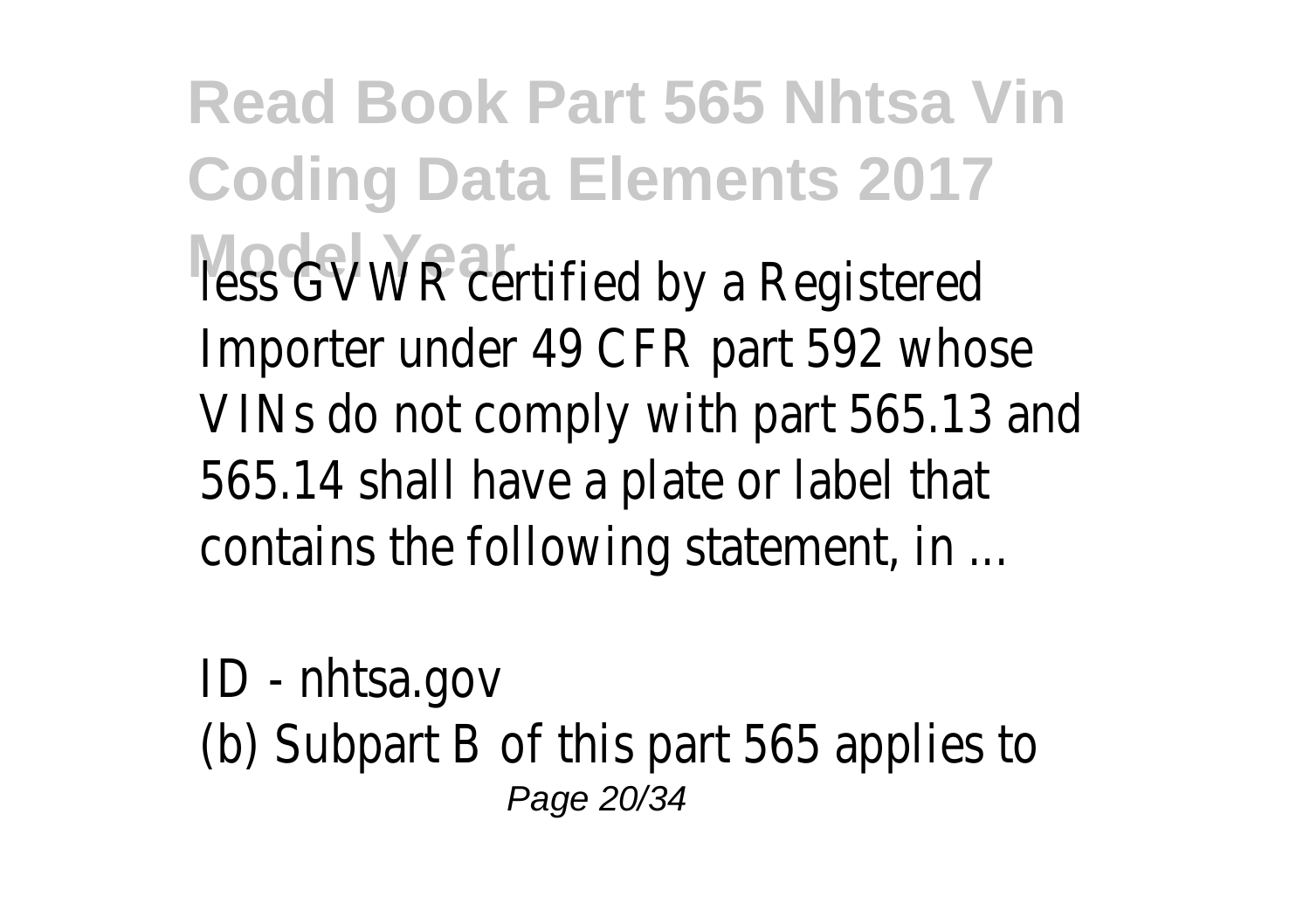less GVWR certified by a Registered Importer under 49 CFR part 592 whose VINs do not comply with part 565.13 and 565.14 shall have a plate or label that contains the following statement, in ...

ID - nhtsa.gov

(b) Subpart B of this part 565 applies to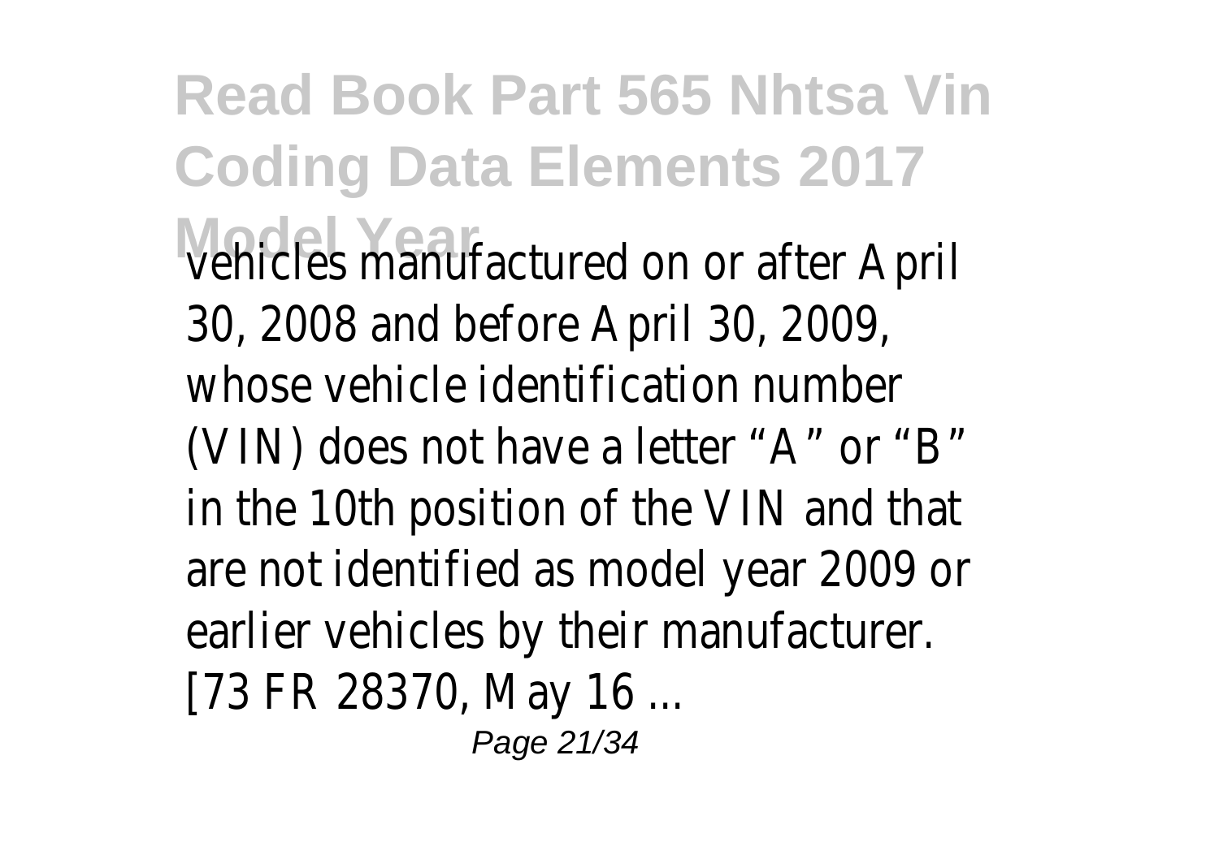vehicles manufactured on or after April 30, 2008 and before April 30, 2009, whose vehicle identification number (VIN) does not have a letter “A” or “B” in the 10th position of the VIN and that are not identified as model year 2009 or earlier vehicles by their manufacturer. [73 FR 28370, May 16 ...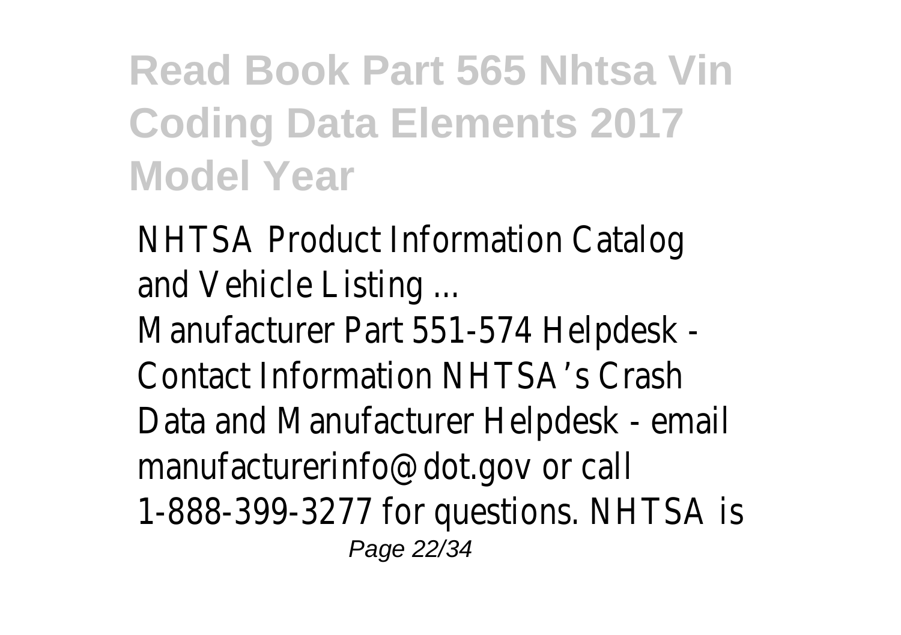NHTSA Product Information Catalog and Vehicle Listing ...

Manufacturer Part 551-574 Helpdesk - Contact Information NHTSA's Crash Data and Manufacturer Helpdesk - email manufacturerinfo@dot.gov or call 1-888-399-3277 for questions. NHTSA is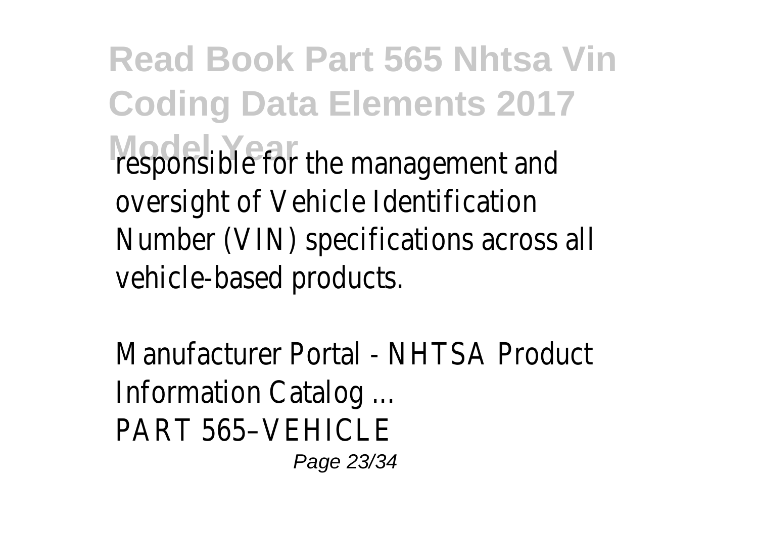responsible for the management and oversight of Vehicle Identification Number (VIN) specifications across all vehicle-based products.

Manufacturer Portal - NHTSA Product Information Catalog ...
PART 565–VEHICLE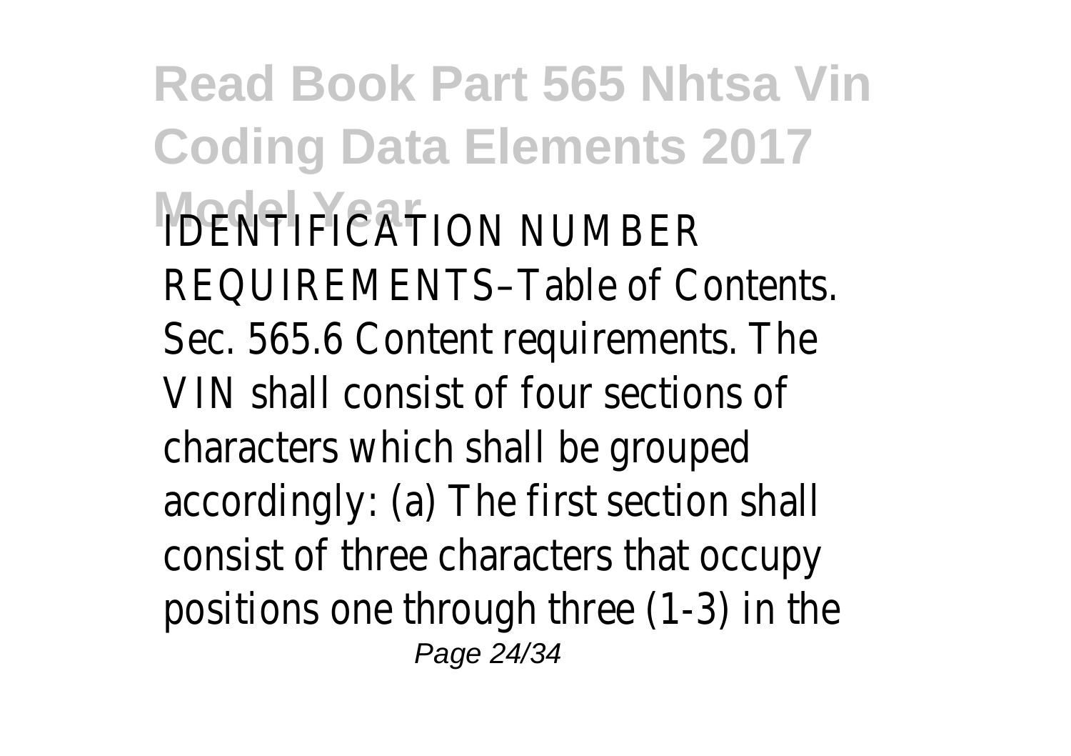IDENTIFICATION NUMBER REQUIREMENTS–Table of Contents. Sec. 565.6 Content requirements. The VIN shall consist of four sections of characters which shall be grouped accordingly: (a) The first section shall consist of three characters that occupy positions one through three (1-3) in the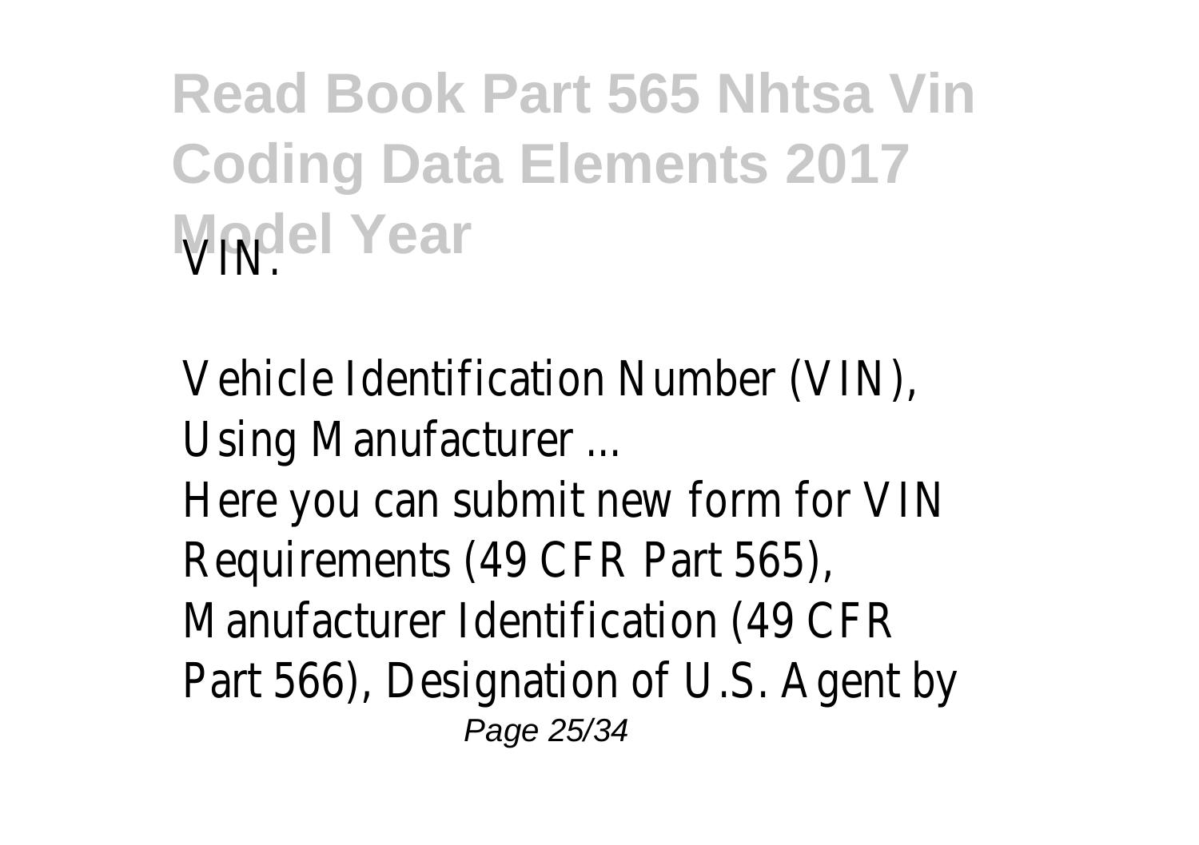VIN.

Vehicle Identification Number (VIN), Using Manufacturer ...

Here you can submit new form for VIN Requirements (49 CFR Part 565), Manufacturer Identification (49 CFR Part 566), Designation of U.S. Agent by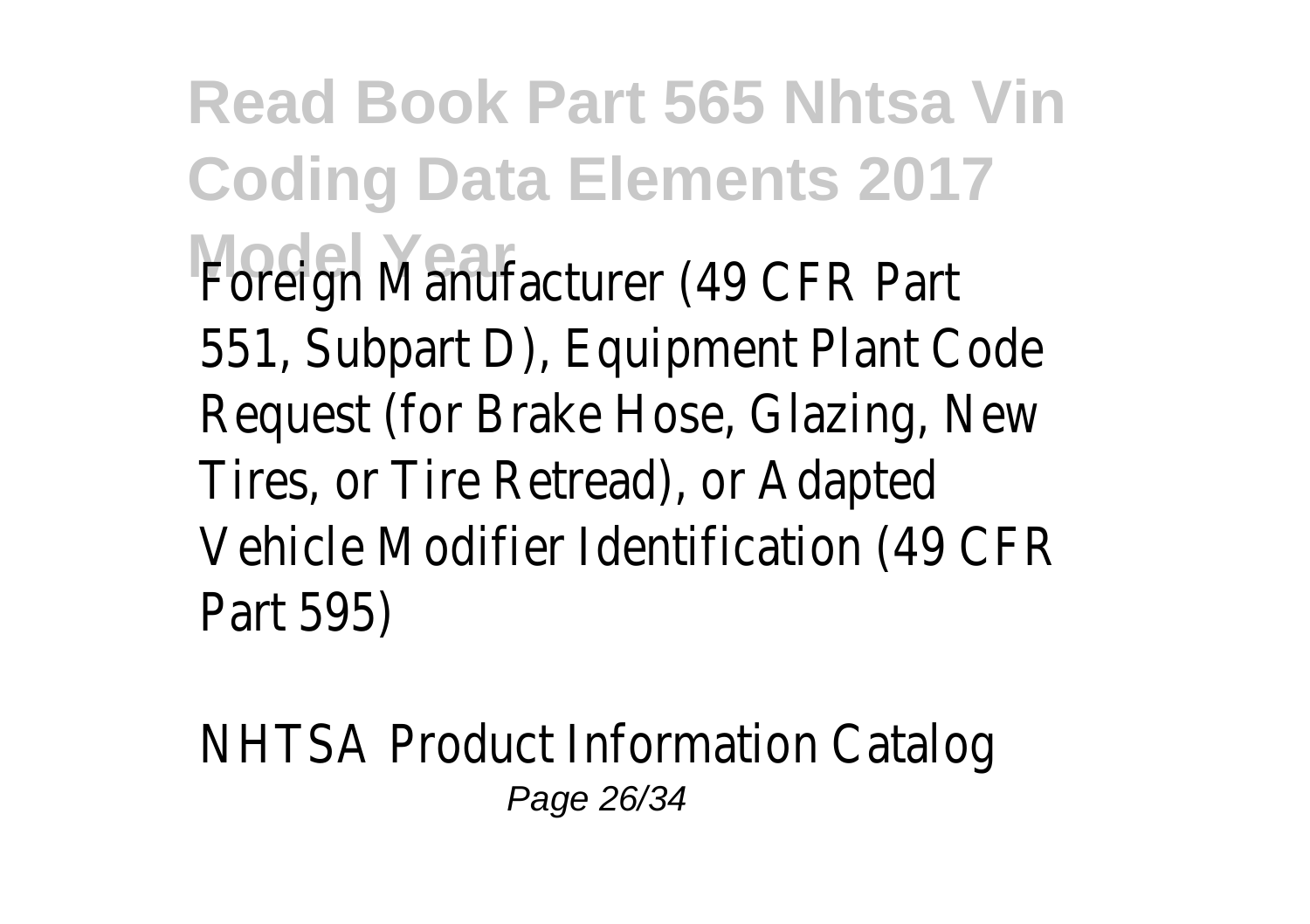Foreign Manufacturer (49 CFR Part 551, Subpart D), Equipment Plant Code Request (for Brake Hose, Glazing, New Tires, or Tire Retread), or Adapted Vehicle Modifier Identification (49 CFR Part 595)

NHTSA Product Information Catalog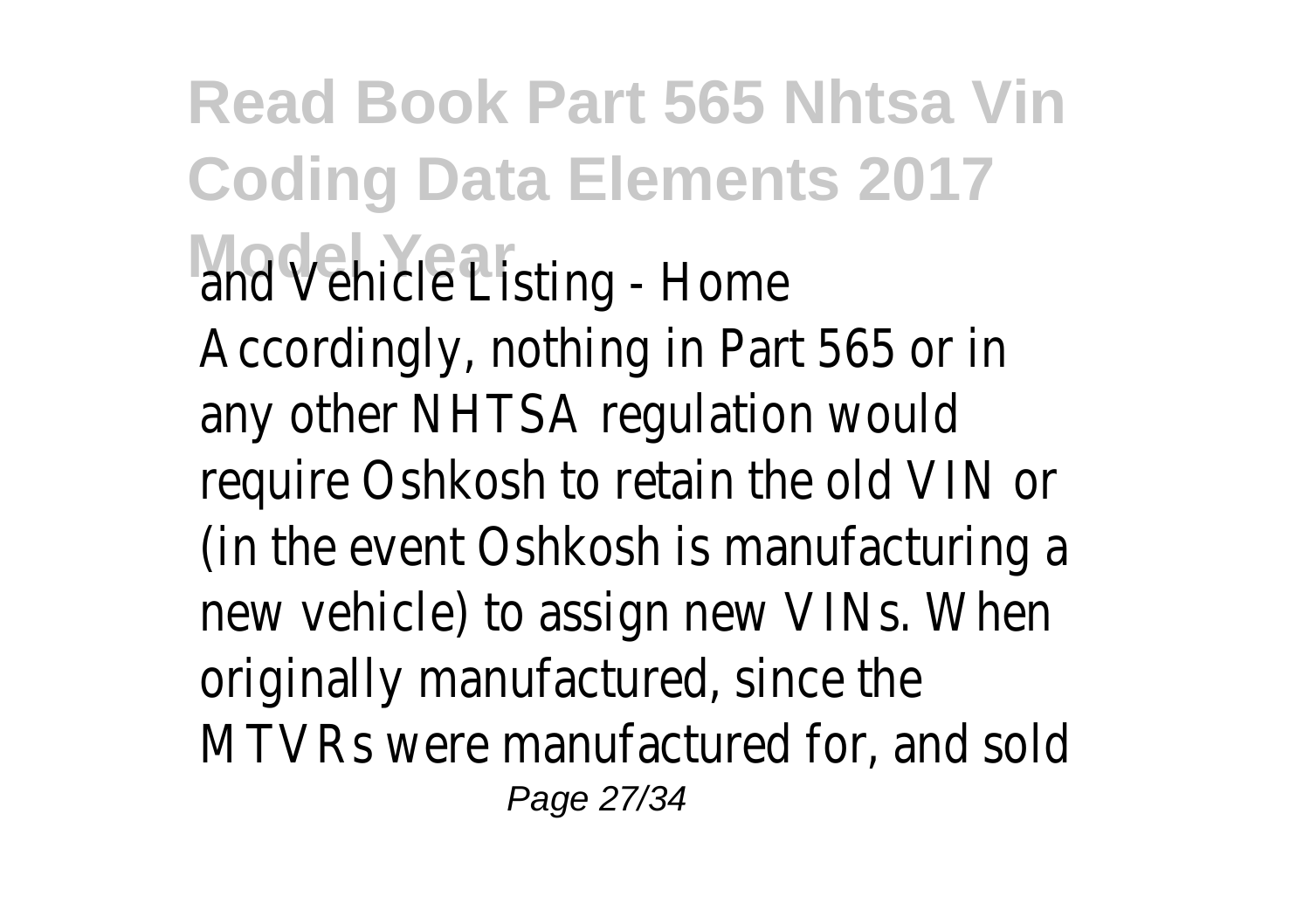and Vehicle Listing - Home

Accordingly, nothing in Part 565 or in any other NHTSA regulation would require Oshkosh to retain the old VIN or (in the event Oshkosh is manufacturing a new vehicle) to assign new VINs. When originally manufactured, since the MTVRs were manufactured for, and sold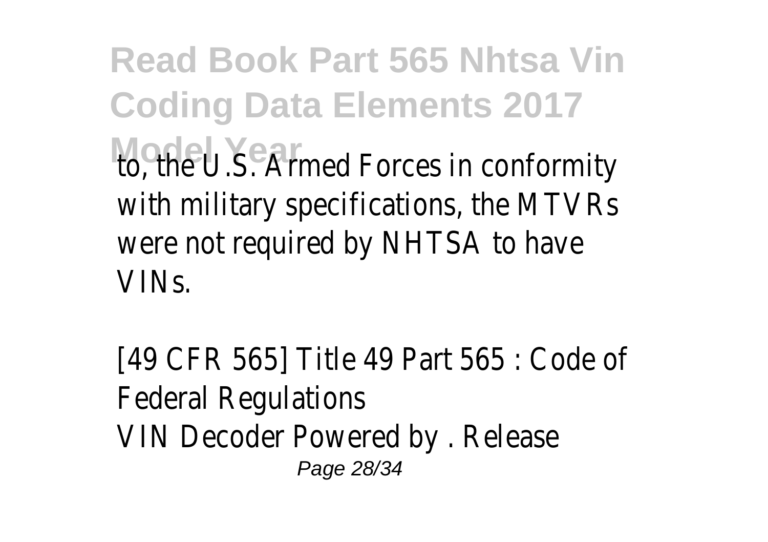to, the U.S. Armed Forces in conformity with military specifications, the MTVRs were not required by NHTSA to have VINs.

[49 CFR 565] Title 49 Part 565 : Code of Federal Regulations
VIN Decoder Powered by . Release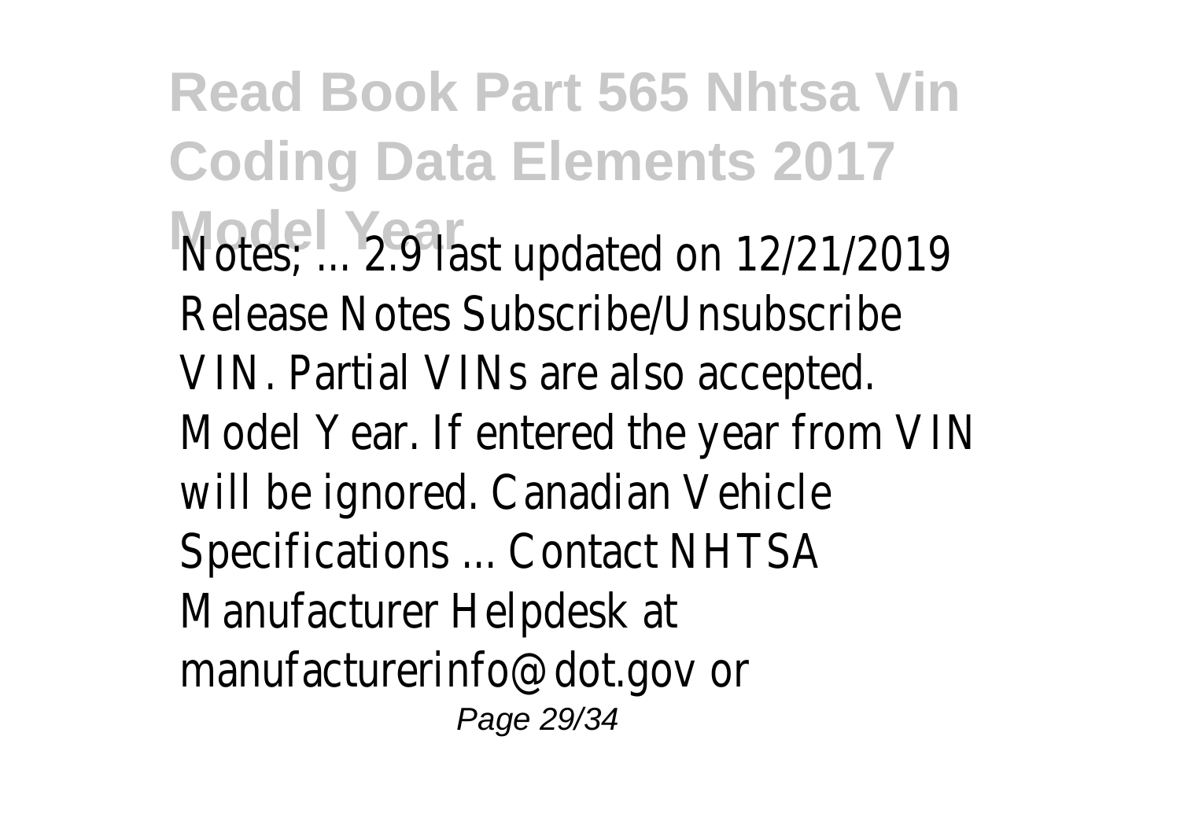Notes; ... 2.9 last updated on 12/21/2019 Release Notes Subscribe/Unsubscribe VIN. Partial VINs are also accepted. Model Year. If entered the year from VIN will be ignored. Canadian Vehicle Specifications ... Contact NHTSA Manufacturer Helpdesk at manufacturerinfo@dot.gov or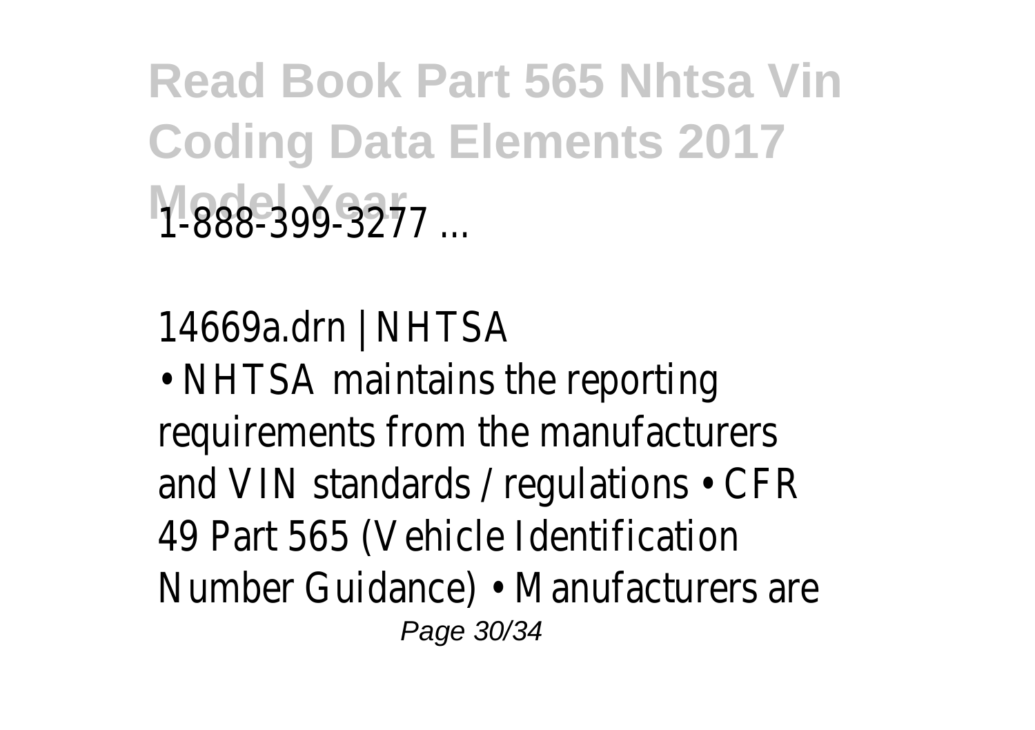1-888-399-3277 ...

14669a.drn | NHTSA

• NHTSA maintains the reporting requirements from the manufacturers and VIN standards / regulations • CFR 49 Part 565 (Vehicle Identification Number Guidance) • Manufacturers are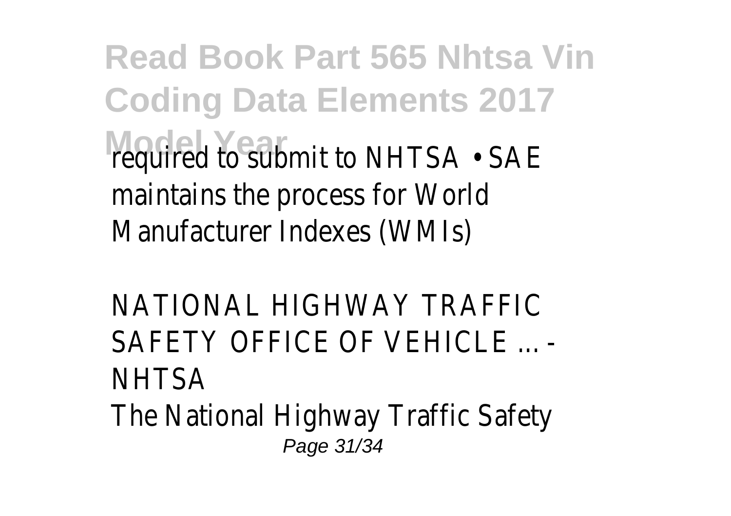required to submit to NHTSA • SAE maintains the process for World Manufacturer Indexes (WMIs)

NATIONAL HIGHWAY TRAFFIC SAFETY OFFICE OF VEHICLE ... - NHTSA

The National Highway Traffic Safety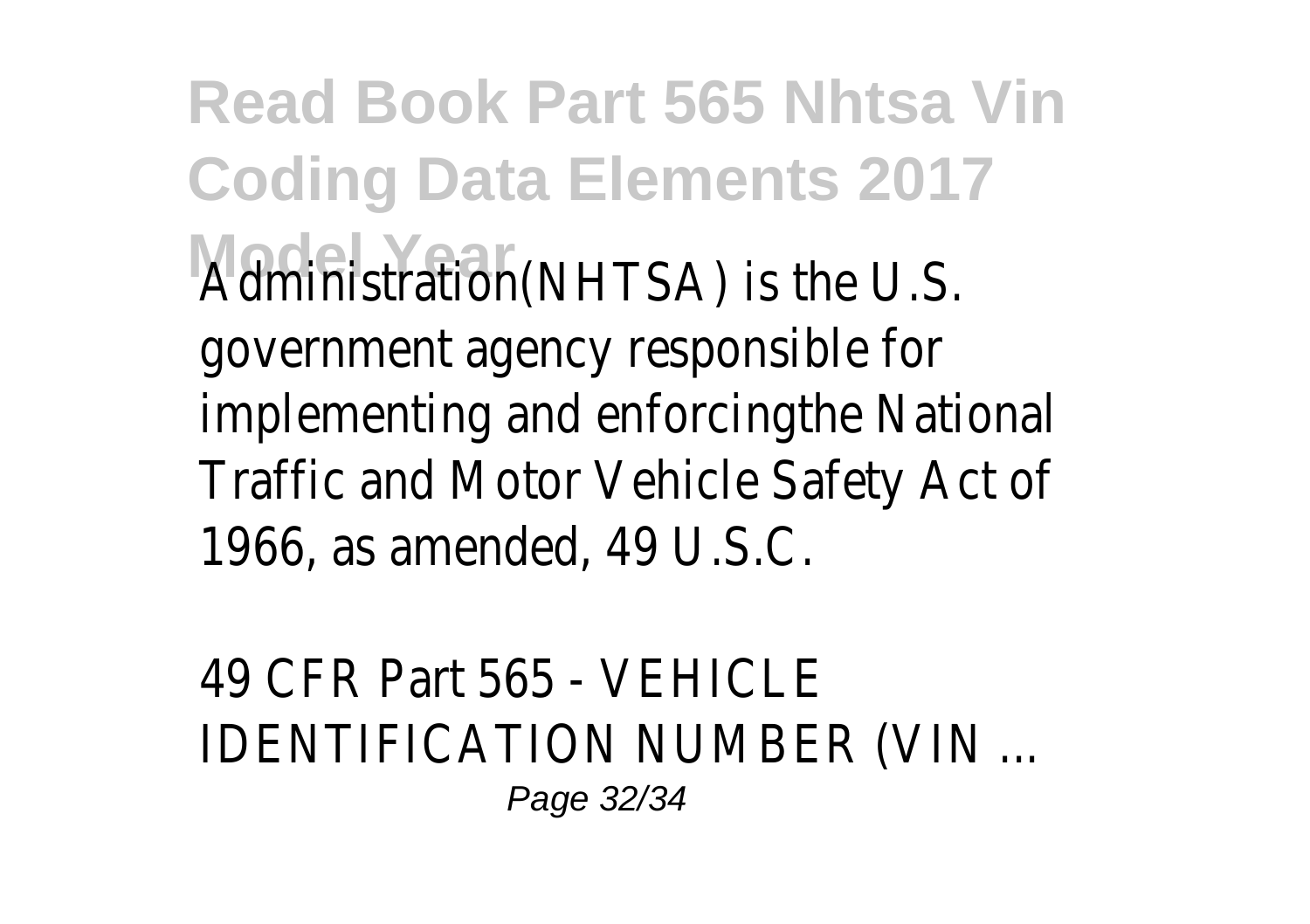Administration(NHTSA) is the U.S. government agency responsible for implementing and enforcingthe National Traffic and Motor Vehicle Safety Act of 1966, as amended, 49 U.S.C.

49 CFR Part 565 - VEHICLE IDENTIFICATION NUMBER (VIN ...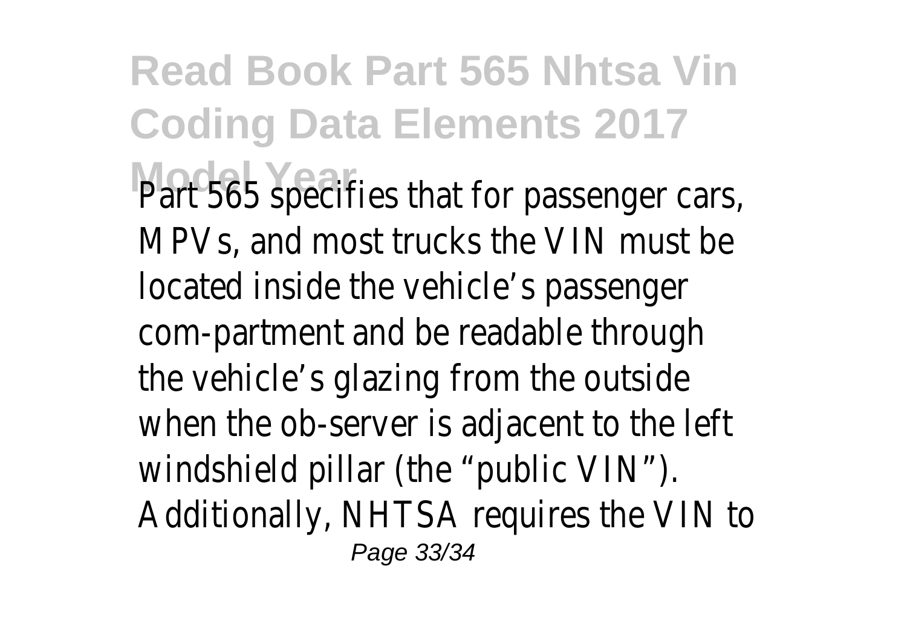Part 565 specifies that for passenger cars, MPVs, and most trucks the VIN must be located inside the vehicle's passenger com-partment and be readable through the vehicle's glazing from the outside when the ob-server is adjacent to the left windshield pillar (the "public VIN"). Additionally, NHTSA requires the VIN to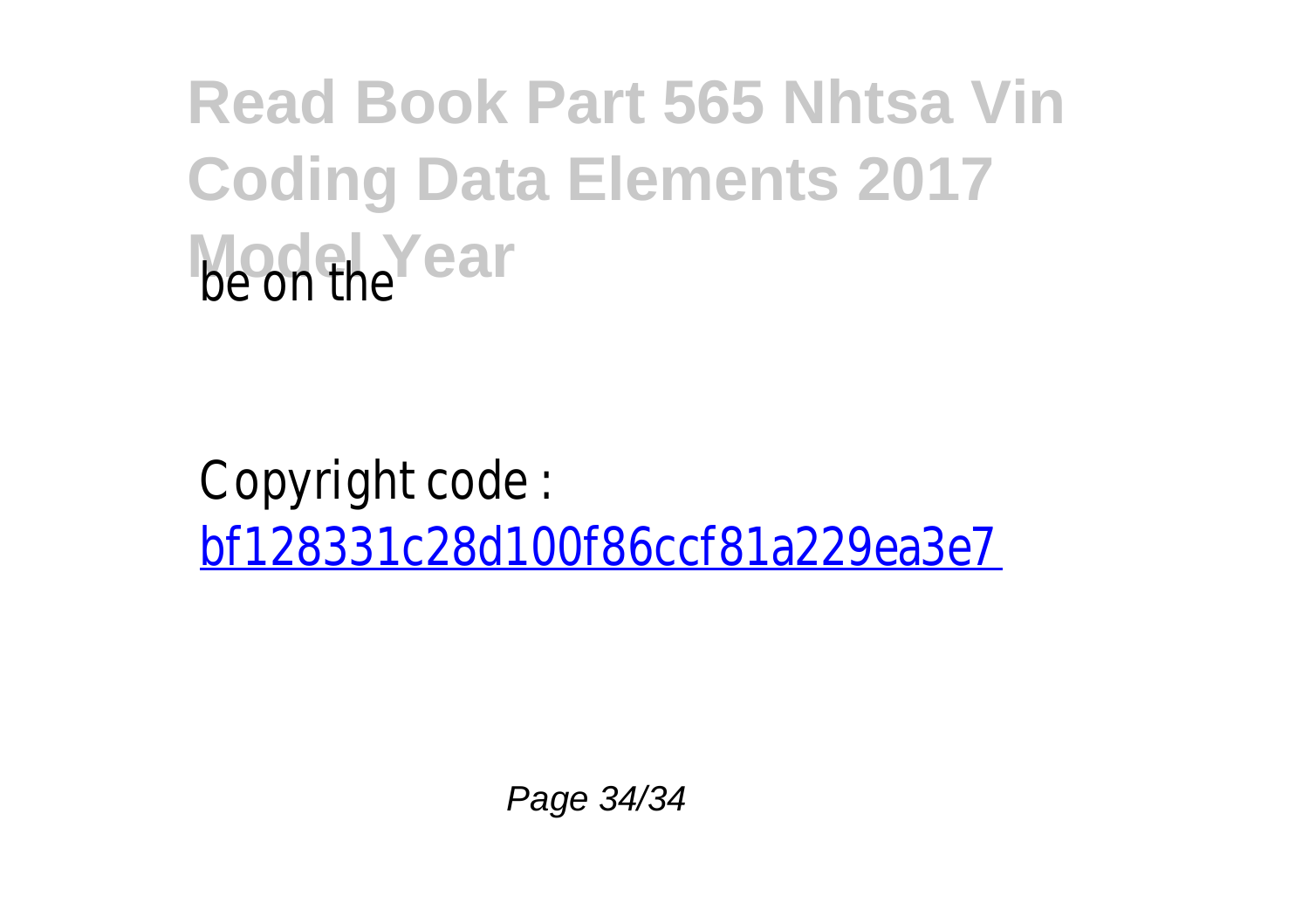be on the

Copyright code : bf128331c28d100f86ccf81a229ea3e7